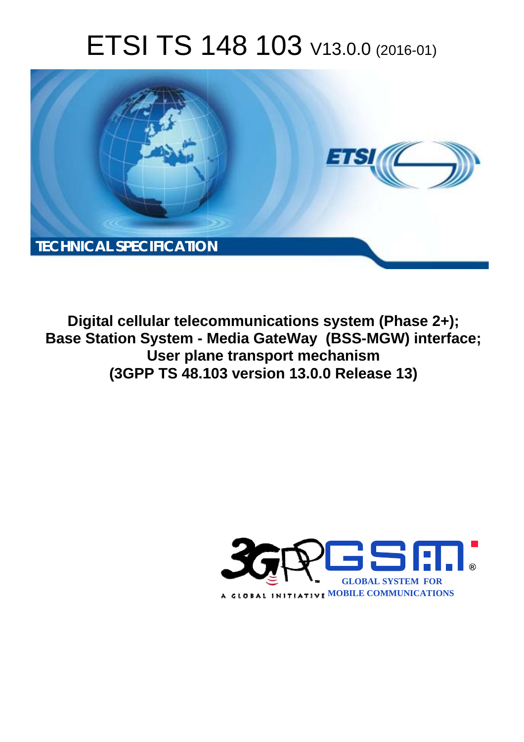# ETSI TS 148 103 V13.0.0 (2016-01)

TECHNICAL SPECIFICATION

**Digital cellular telecommunications system (Phase 2+); Base Station System - Media GateWay (BSS-MGW) interface; User plane transport mechanism (3GPP TS 48.103 version 13.0.0 Release 13)**

GLOBAL SYSTEM FOR MOBILE COMMUNICATIONS

A GLOBAL INITIATIVE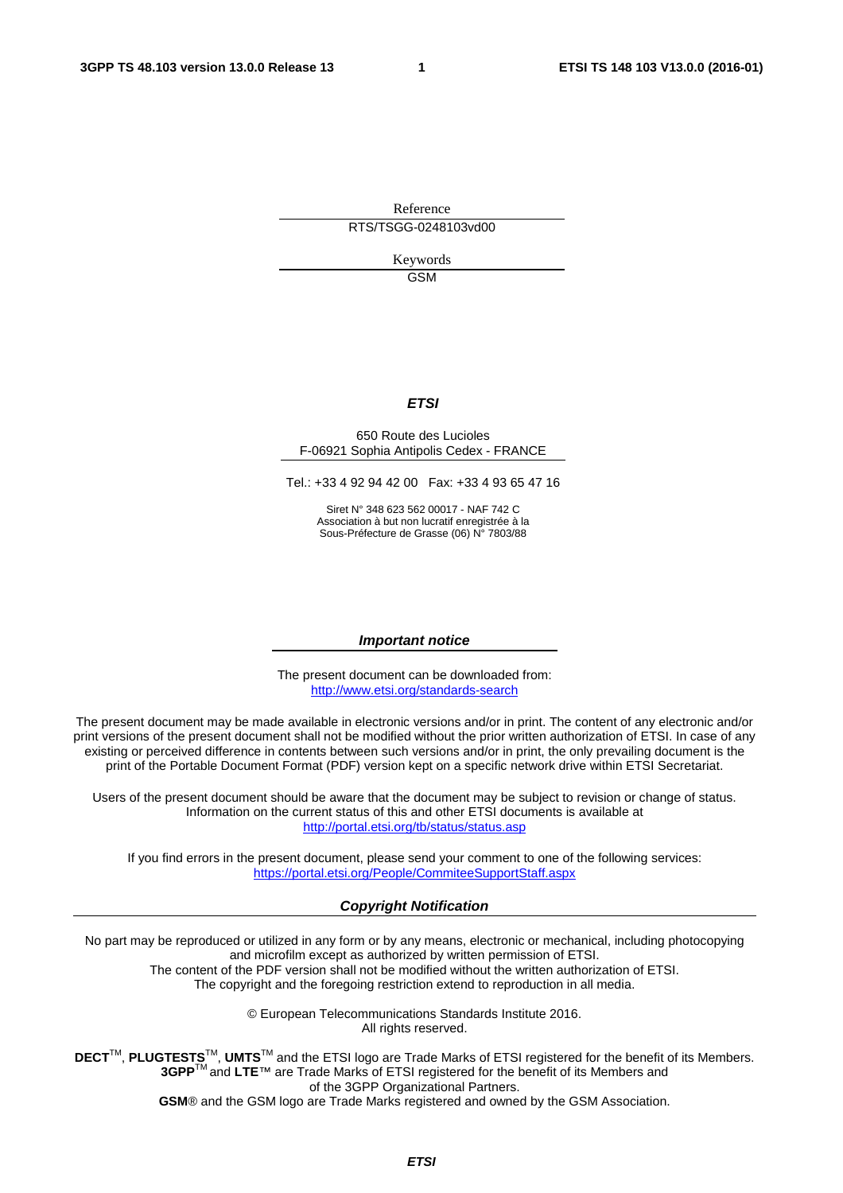Reference

RTS/TSGG-0248103vd00

Keywords

GSM

***ETSI***

650 Route des Lucioles
F-06921 Sophia Antipolis Cedex - FRANCE

Tel.: +33 4 92 94 42 00 Fax: +33 4 93 65 47 16

Siret N° 348 623 562 00017 - NAF 742 C
Association à but non lucratif enregistrée à la
Sous-Préfecture de Grasse (06) N° 7803/88

***Important notice***

The present document can be downloaded from:
http://www.etsi.org/standards-search

The present document may be made available in electronic versions and/or in print. The content of any electronic and/or print versions of the present document shall not be modified without the prior written authorization of ETSI. In case of any existing or perceived difference in contents between such versions and/or in print, the only prevailing document is the print of the Portable Document Format (PDF) version kept on a specific network drive within ETSI Secretariat.

Users of the present document should be aware that the document may be subject to revision or change of status. Information on the current status of this and other ETSI documents is available at
http://portal.etsi.org/tb/status/status.asp

If you find errors in the present document, please send your comment to one of the following services:
https://portal.etsi.org/People/CommiteeSupportStaff.aspx

***Copyright Notification***

No part may be reproduced or utilized in any form or by any means, electronic or mechanical, including photocopying and microfilm except as authorized by written permission of ETSI.
The content of the PDF version shall not be modified without the written authorization of ETSI.
The copyright and the foregoing restriction extend to reproduction in all media.

© European Telecommunications Standards Institute 2016.
All rights reserved.

**DECT**™, **PLUGTESTS**™, **UMTS**™ and the ETSI logo are Trade Marks of ETSI registered for the benefit of its Members.
**3GPP**™ and **LTE**™ are Trade Marks of ETSI registered for the benefit of its Members and of the 3GPP Organizational Partners.
**GSM**® and the GSM logo are Trade Marks registered and owned by the GSM Association.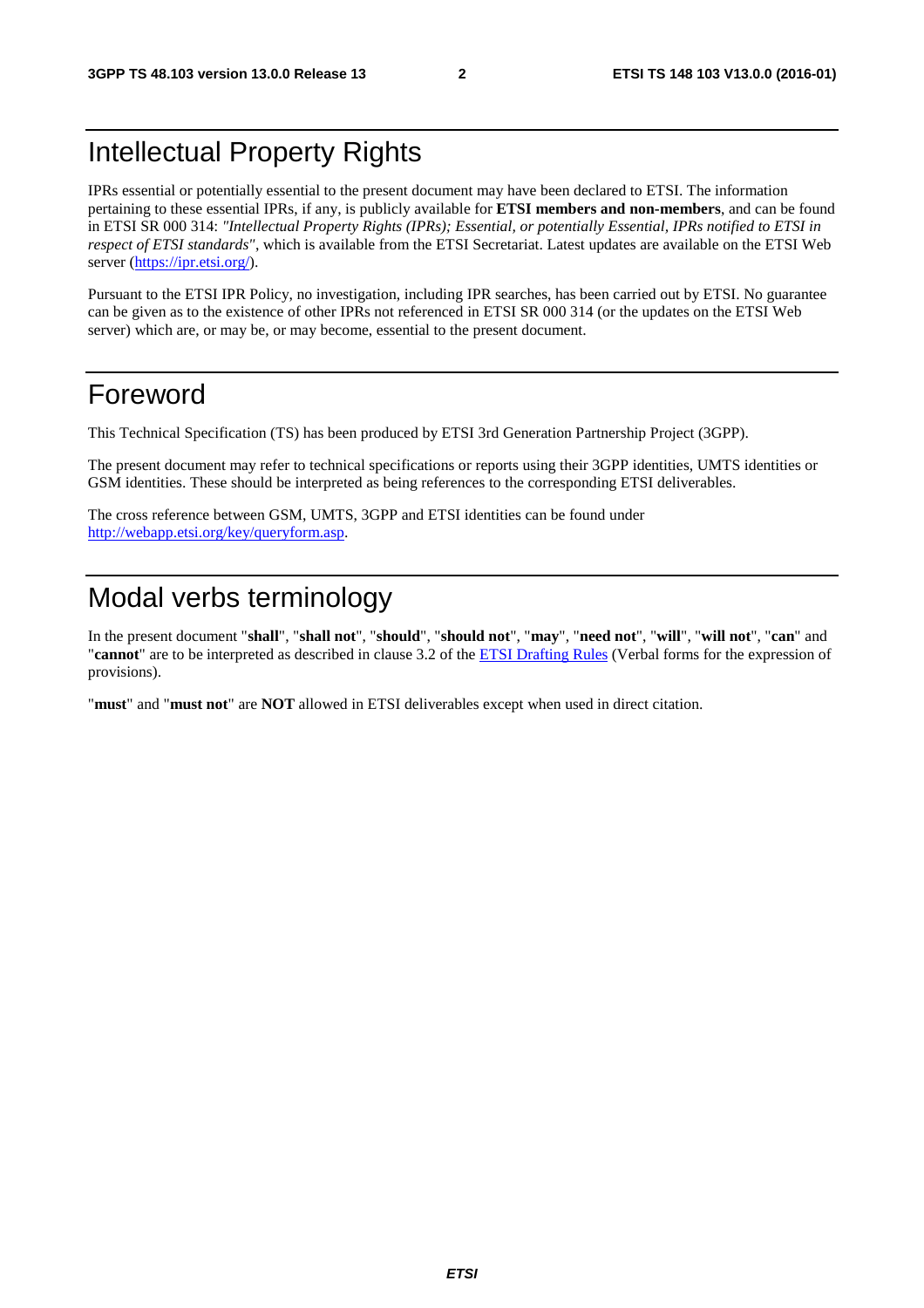# Intellectual Property Rights

IPRs essential or potentially essential to the present document may have been declared to ETSI. The information pertaining to these essential IPRs, if any, is publicly available for **ETSI members and non-members**, and can be found in ETSI SR 000 314: *"Intellectual Property Rights (IPRs); Essential, or potentially Essential, IPRs notified to ETSI in respect of ETSI standards"*, which is available from the ETSI Secretariat. Latest updates are available on the ETSI Web server (https://ipr.etsi.org/).

Pursuant to the ETSI IPR Policy, no investigation, including IPR searches, has been carried out by ETSI. No guarantee can be given as to the existence of other IPRs not referenced in ETSI SR 000 314 (or the updates on the ETSI Web server) which are, or may be, or may become, essential to the present document.

# Foreword

This Technical Specification (TS) has been produced by ETSI 3rd Generation Partnership Project (3GPP).

The present document may refer to technical specifications or reports using their 3GPP identities, UMTS identities or GSM identities. These should be interpreted as being references to the corresponding ETSI deliverables.

The cross reference between GSM, UMTS, 3GPP and ETSI identities can be found under http://webapp.etsi.org/key/queryform.asp.

# Modal verbs terminology

In the present document "**shall**", "**shall not**", "**should**", "**should not**", "**may**", "**need not**", "**will**", "**will not**", "**can**" and "**cannot**" are to be interpreted as described in clause 3.2 of the ETSI Drafting Rules (Verbal forms for the expression of provisions).

"**must**" and "**must not**" are **NOT** allowed in ETSI deliverables except when used in direct citation.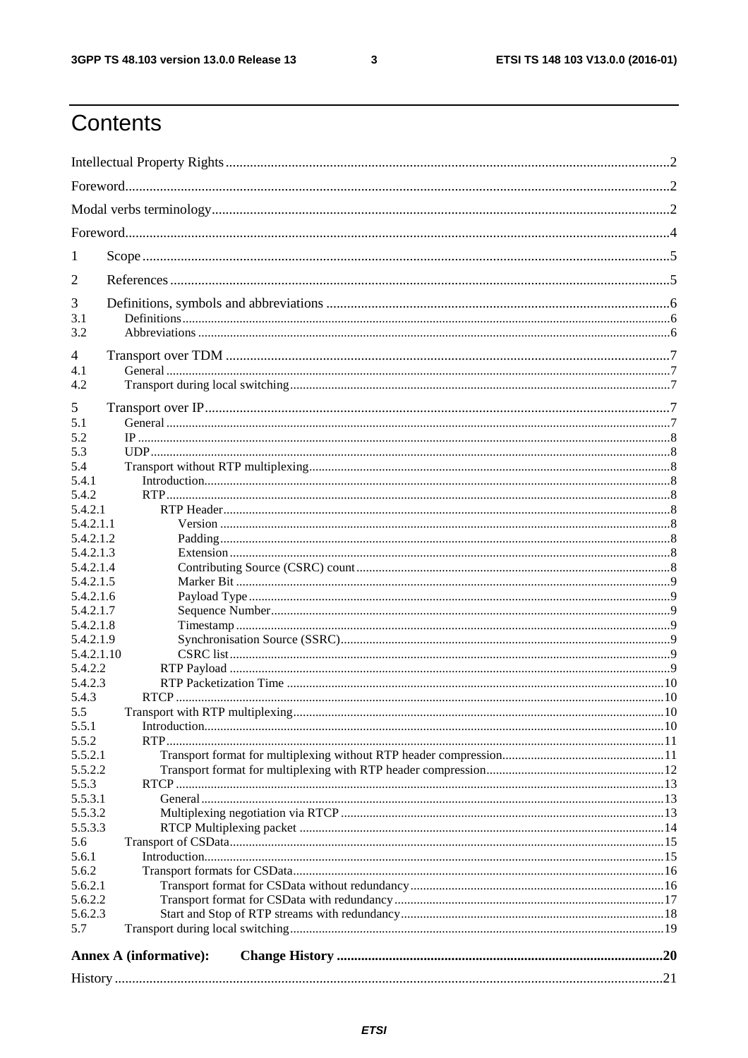# Contents

Intellectual Property Rights .......... 2
Foreword .......... 2
Modal verbs terminology .......... 2
Foreword .......... 4
1 Scope .......... 5
2 References .......... 5
3 Definitions, symbols and abbreviations .......... 6
3.1 Definitions .......... 6
3.2 Abbreviations .......... 6
4 Transport over TDM .......... 7
4.1 General .......... 7
4.2 Transport during local switching .......... 7
5 Transport over IP .......... 7
5.1 General .......... 7
5.2 IP .......... 8
5.3 UDP .......... 8
5.4 Transport without RTP multiplexing .......... 8
5.4.1 Introduction .......... 8
5.4.2 RTP .......... 8
5.4.2.1 RTP Header .......... 8
5.4.2.1.1 Version .......... 8
5.4.2.1.2 Padding .......... 8
5.4.2.1.3 Extension .......... 8
5.4.2.1.4 Contributing Source (CSRC) count .......... 8
5.4.2.1.5 Marker Bit .......... 9
5.4.2.1.6 Payload Type .......... 9
5.4.2.1.7 Sequence Number .......... 9
5.4.2.1.8 Timestamp .......... 9
5.4.2.1.9 Synchronisation Source (SSRC) .......... 9
5.4.2.1.10 CSRC list .......... 9
5.4.2.2 RTP Payload .......... 9
5.4.2.3 RTP Packetization Time .......... 10
5.4.3 RTCP .......... 10
5.5 Transport with RTP multiplexing .......... 10
5.5.1 Introduction .......... 10
5.5.2 RTP .......... 11
5.5.2.1 Transport format for multiplexing without RTP header compression .......... 11
5.5.2.2 Transport format for multiplexing with RTP header compression .......... 12
5.5.3 RTCP .......... 13
5.5.3.1 General .......... 13
5.5.3.2 Multiplexing negotiation via RTCP .......... 13
5.5.3.3 RTCP Multiplexing packet .......... 14
5.6 Transport of CSData .......... 15
5.6.1 Introduction .......... 15
5.6.2 Transport formats for CSData .......... 16
5.6.2.1 Transport format for CSData without redundancy .......... 16
5.6.2.2 Transport format for CSData with redundancy .......... 17
5.6.2.3 Start and Stop of RTP streams with redundancy .......... 18
5.7 Transport during local switching .......... 19
**Annex A (informative): Change History .......... 20**
History .......... 21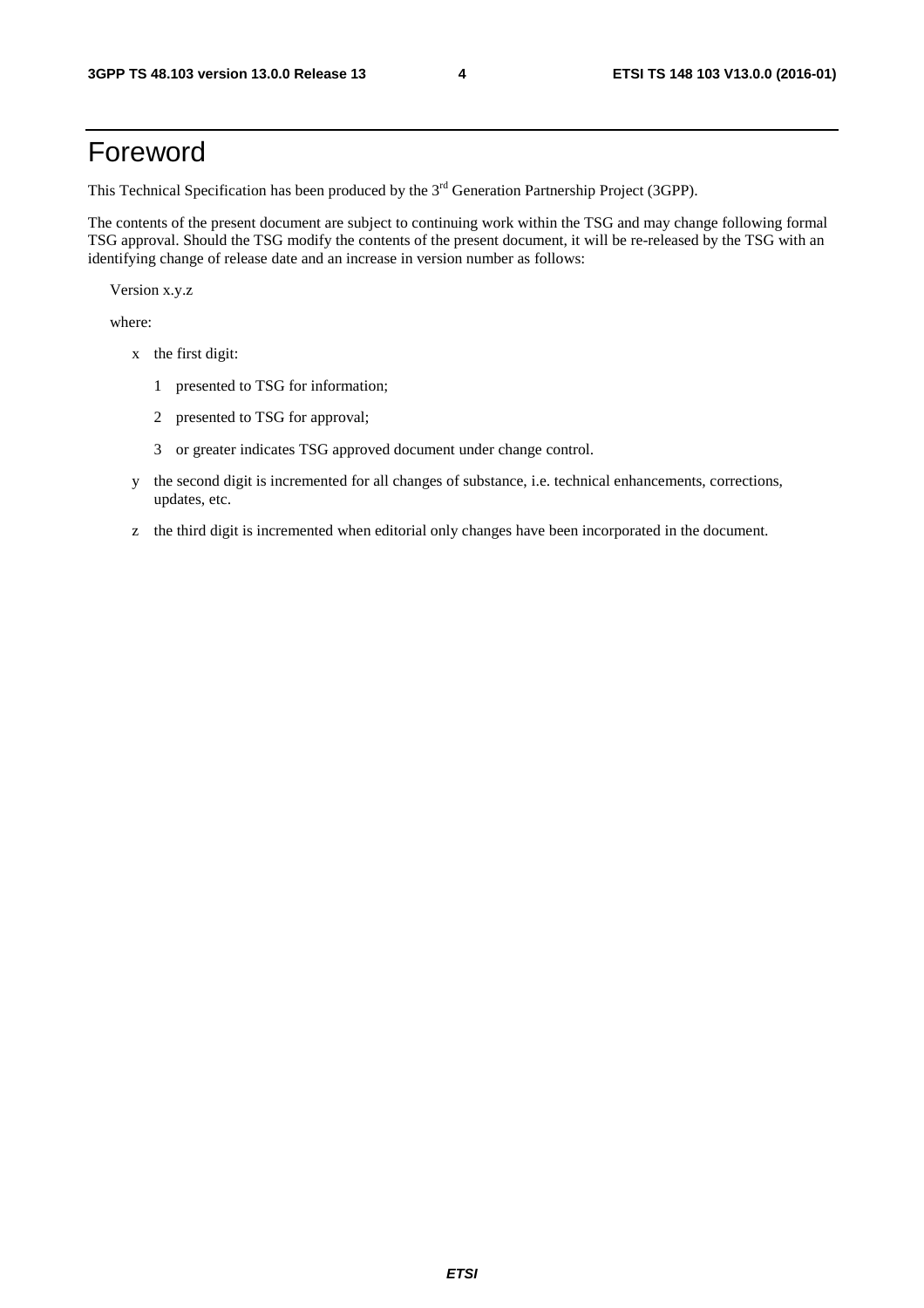# Foreword

This Technical Specification has been produced by the 3rd Generation Partnership Project (3GPP).

The contents of the present document are subject to continuing work within the TSG and may change following formal TSG approval. Should the TSG modify the contents of the present document, it will be re-released by the TSG with an identifying change of release date and an increase in version number as follows:

Version x.y.z

where:

- x the first digit:
  - 1 presented to TSG for information;
  - 2 presented to TSG for approval;
  - 3 or greater indicates TSG approved document under change control.
- y the second digit is incremented for all changes of substance, i.e. technical enhancements, corrections, updates, etc.
- z the third digit is incremented when editorial only changes have been incorporated in the document.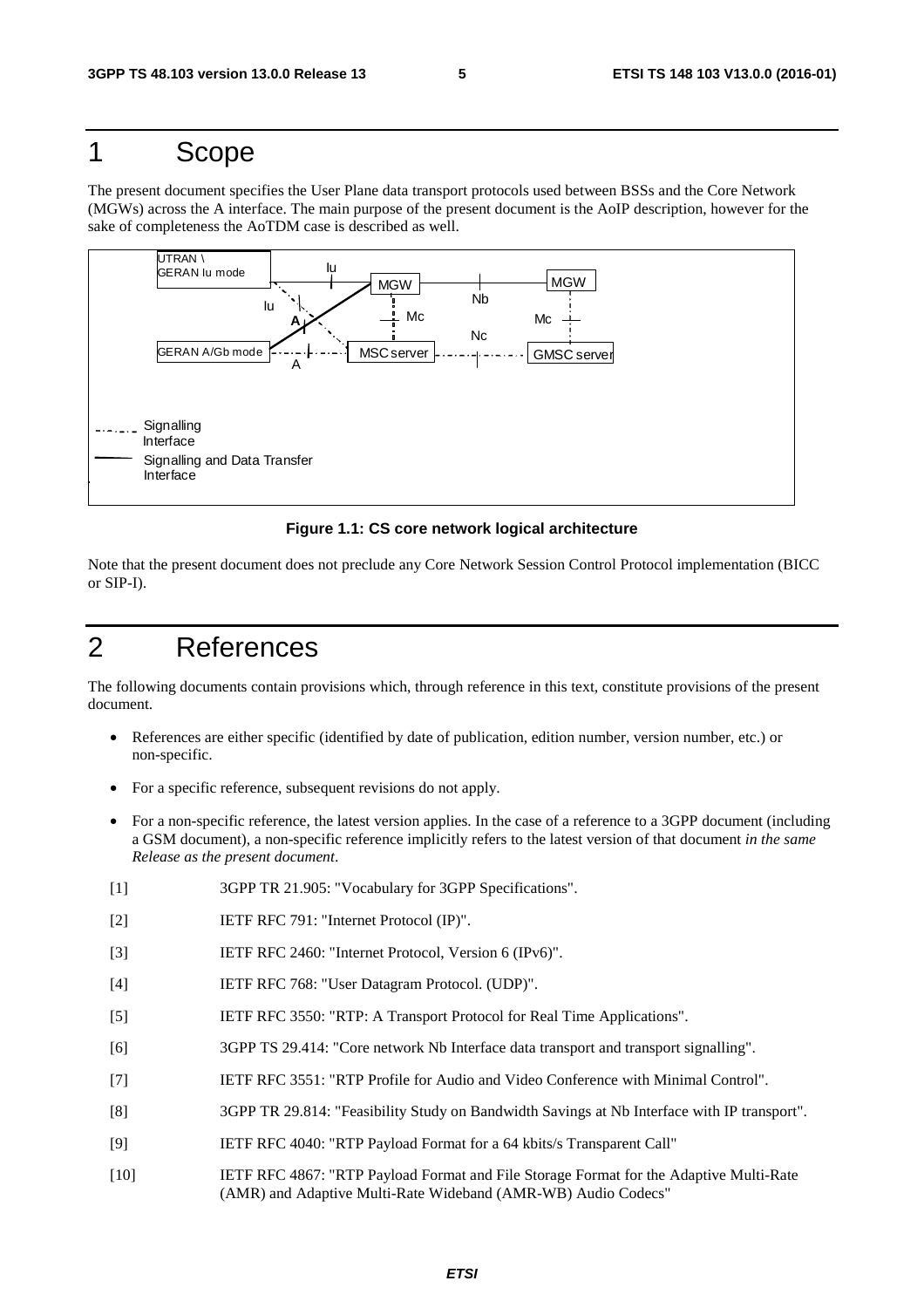# 1 Scope

The present document specifies the User Plane data transport protocols used between BSSs and the Core Network (MGWs) across the A interface. The main purpose of the present document is the AoIP description, however for the sake of completeness the AoTDM case is described as well.

**Figure 1.1: CS core network logical architecture**

Note that the present document does not preclude any Core Network Session Control Protocol implementation (BICC or SIP-I).

# 2 References

The following documents contain provisions which, through reference in this text, constitute provisions of the present document.

- References are either specific (identified by date of publication, edition number, version number, etc.) or non-specific.
- For a specific reference, subsequent revisions do not apply.
- For a non-specific reference, the latest version applies. In the case of a reference to a 3GPP document (including a GSM document), a non-specific reference implicitly refers to the latest version of that document *in the same Release as the present document*.

[1] 3GPP TR 21.905: "Vocabulary for 3GPP Specifications".

[2] IETF RFC 791: "Internet Protocol (IP)".

[3] IETF RFC 2460: "Internet Protocol, Version 6 (IPv6)".

[4] IETF RFC 768: "User Datagram Protocol. (UDP)".

[5] IETF RFC 3550: "RTP: A Transport Protocol for Real Time Applications".

[6] 3GPP TS 29.414: "Core network Nb Interface data transport and transport signalling".

[7] IETF RFC 3551: "RTP Profile for Audio and Video Conference with Minimal Control".

[8] 3GPP TR 29.814: "Feasibility Study on Bandwidth Savings at Nb Interface with IP transport".

[9] IETF RFC 4040: "RTP Payload Format for a 64 kbits/s Transparent Call"

[10] IETF RFC 4867: "RTP Payload Format and File Storage Format for the Adaptive Multi-Rate (AMR) and Adaptive Multi-Rate Wideband (AMR-WB) Audio Codecs"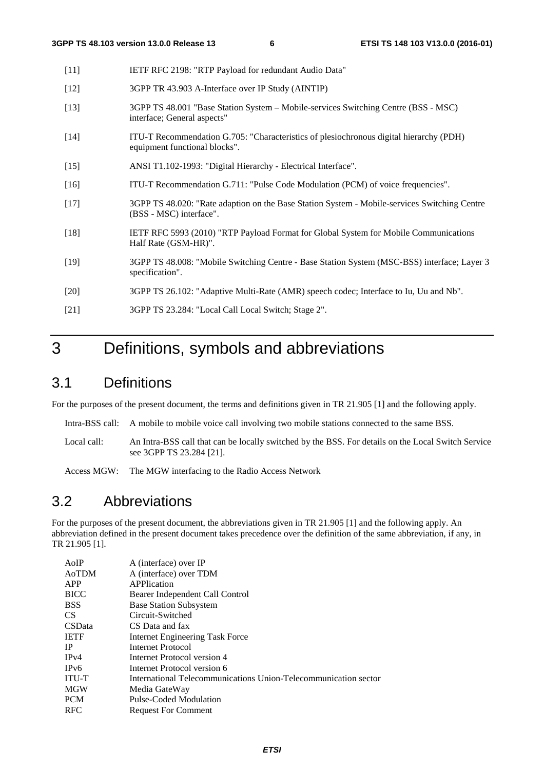[11] IETF RFC 2198: "RTP Payload for redundant Audio Data"

[12] 3GPP TR 43.903 A-Interface over IP Study (AINTIP)

[13] 3GPP TS 48.001 "Base Station System – Mobile-services Switching Centre (BSS - MSC) interface; General aspects"

[14] ITU-T Recommendation G.705: "Characteristics of plesiochronous digital hierarchy (PDH) equipment functional blocks".

[15] ANSI T1.102-1993: "Digital Hierarchy - Electrical Interface".

[16] ITU-T Recommendation G.711: "Pulse Code Modulation (PCM) of voice frequencies".

[17] 3GPP TS 48.020: "Rate adaption on the Base Station System - Mobile-services Switching Centre (BSS - MSC) interface".

[18] IETF RFC 5993 (2010) "RTP Payload Format for Global System for Mobile Communications Half Rate (GSM-HR)".

[19] 3GPP TS 48.008: "Mobile Switching Centre - Base Station System (MSC-BSS) interface; Layer 3 specification".

[20] 3GPP TS 26.102: "Adaptive Multi-Rate (AMR) speech codec; Interface to Iu, Uu and Nb".

[21] 3GPP TS 23.284: "Local Call Local Switch; Stage 2".

# 3 Definitions, symbols and abbreviations

## 3.1 Definitions

For the purposes of the present document, the terms and definitions given in TR 21.905 [1] and the following apply.

Intra-BSS call: A mobile to mobile voice call involving two mobile stations connected to the same BSS.

Local call: An Intra-BSS call that can be locally switched by the BSS. For details on the Local Switch Service see 3GPP TS 23.284 [21].

Access MGW: The MGW interfacing to the Radio Access Network

## 3.2 Abbreviations

For the purposes of the present document, the abbreviations given in TR 21.905 [1] and the following apply. An abbreviation defined in the present document takes precedence over the definition of the same abbreviation, if any, in TR 21.905 [1].

| | |
|---|---|
| AoIP | A (interface) over IP |
| AoTDM | A (interface) over TDM |
| APP | APPlication |
| BICC | Bearer Independent Call Control |
| BSS | Base Station Subsystem |
| CS | Circuit-Switched |
| CSData | CS Data and fax |
| IETF | Internet Engineering Task Force |
| IP | Internet Protocol |
| IPv4 | Internet Protocol version 4 |
| IPv6 | Internet Protocol version 6 |
| ITU-T | International Telecommunications Union-Telecommunication sector |
| MGW | Media GateWay |
| PCM | Pulse-Coded Modulation |
| RFC | Request For Comment |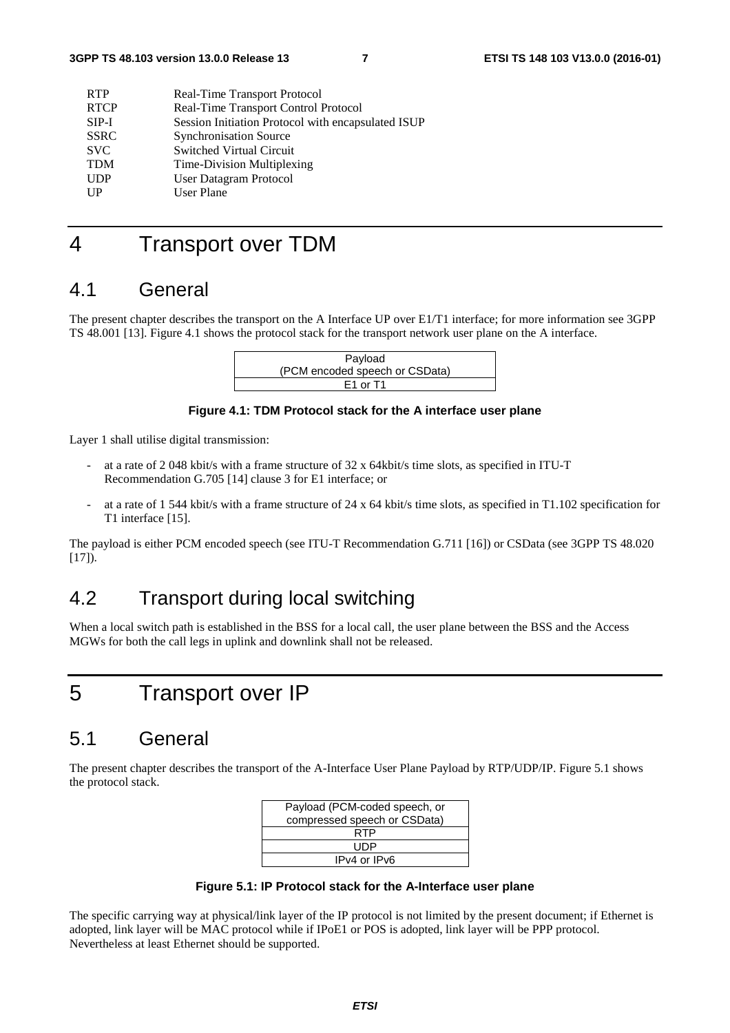| | |
|---|---|
| RTP | Real-Time Transport Protocol |
| RTCP | Real-Time Transport Control Protocol |
| SIP-I | Session Initiation Protocol with encapsulated ISUP |
| SSRC | Synchronisation Source |
| SVC | Switched Virtual Circuit |
| TDM | Time-Division Multiplexing |
| UDP | User Datagram Protocol |
| UP | User Plane |

# 4 Transport over TDM

## 4.1 General

The present chapter describes the transport on the A Interface UP over E1/T1 interface; for more information see 3GPP TS 48.001 [13]. Figure 4.1 shows the protocol stack for the transport network user plane on the A interface.

| Payload (PCM encoded speech or CSData) |
|---|
| E1 or T1 |

**Figure 4.1: TDM Protocol stack for the A interface user plane**

Layer 1 shall utilise digital transmission:

- at a rate of 2 048 kbit/s with a frame structure of 32 x 64kbit/s time slots, as specified in ITU-T Recommendation G.705 [14] clause 3 for E1 interface; or
- at a rate of 1 544 kbit/s with a frame structure of 24 x 64 kbit/s time slots, as specified in T1.102 specification for T1 interface [15].

The payload is either PCM encoded speech (see ITU-T Recommendation G.711 [16]) or CSData (see 3GPP TS 48.020 [17]).

## 4.2 Transport during local switching

When a local switch path is established in the BSS for a local call, the user plane between the BSS and the Access MGWs for both the call legs in uplink and downlink shall not be released.

# 5 Transport over IP

## 5.1 General

The present chapter describes the transport of the A-Interface User Plane Payload by RTP/UDP/IP. Figure 5.1 shows the protocol stack.

| Payload (PCM-coded speech, or compressed speech or CSData) |
|---|
| RTP |
| UDP |
| IPv4 or IPv6 |

**Figure 5.1: IP Protocol stack for the A-Interface user plane**

The specific carrying way at physical/link layer of the IP protocol is not limited by the present document; if Ethernet is adopted, link layer will be MAC protocol while if IPoE1 or POS is adopted, link layer will be PPP protocol. Nevertheless at least Ethernet should be supported.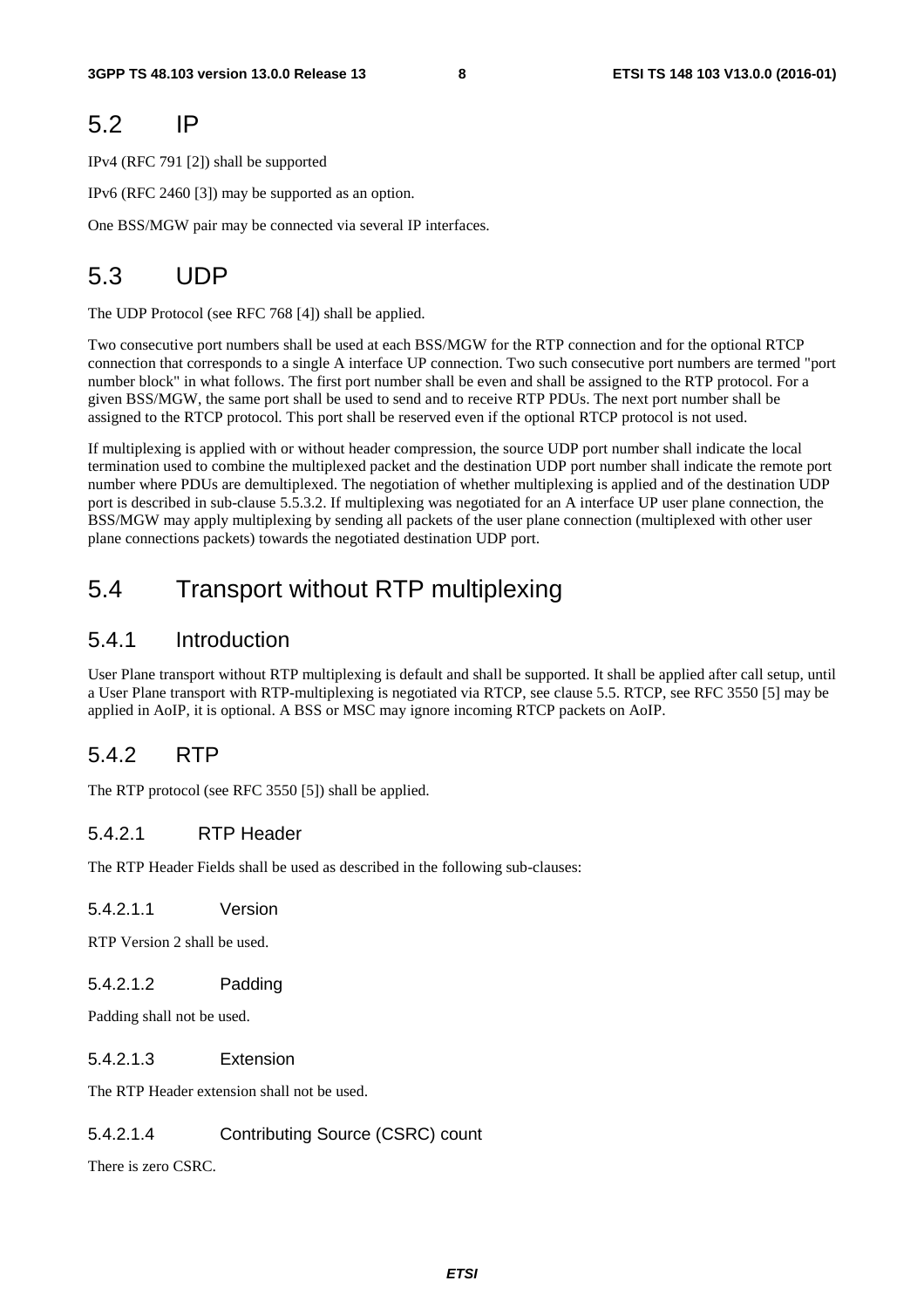## 5.2 IP

IPv4 (RFC 791 [2]) shall be supported

IPv6 (RFC 2460 [3]) may be supported as an option.

One BSS/MGW pair may be connected via several IP interfaces.

## 5.3 UDP

The UDP Protocol (see RFC 768 [4]) shall be applied.

Two consecutive port numbers shall be used at each BSS/MGW for the RTP connection and for the optional RTCP connection that corresponds to a single A interface UP connection. Two such consecutive port numbers are termed "port number block" in what follows. The first port number shall be even and shall be assigned to the RTP protocol. For a given BSS/MGW, the same port shall be used to send and to receive RTP PDUs. The next port number shall be assigned to the RTCP protocol. This port shall be reserved even if the optional RTCP protocol is not used.

If multiplexing is applied with or without header compression, the source UDP port number shall indicate the local termination used to combine the multiplexed packet and the destination UDP port number shall indicate the remote port number where PDUs are demultiplexed. The negotiation of whether multiplexing is applied and of the destination UDP port is described in sub-clause 5.5.3.2. If multiplexing was negotiated for an A interface UP user plane connection, the BSS/MGW may apply multiplexing by sending all packets of the user plane connection (multiplexed with other user plane connections packets) towards the negotiated destination UDP port.

## 5.4 Transport without RTP multiplexing

### 5.4.1 Introduction

User Plane transport without RTP multiplexing is default and shall be supported. It shall be applied after call setup, until a User Plane transport with RTP-multiplexing is negotiated via RTCP, see clause 5.5. RTCP, see RFC 3550 [5] may be applied in AoIP, it is optional. A BSS or MSC may ignore incoming RTCP packets on AoIP.

### 5.4.2 RTP

The RTP protocol (see RFC 3550 [5]) shall be applied.

#### 5.4.2.1 RTP Header

The RTP Header Fields shall be used as described in the following sub-clauses:

##### 5.4.2.1.1 Version

RTP Version 2 shall be used.

##### 5.4.2.1.2 Padding

Padding shall not be used.

##### 5.4.2.1.3 Extension

The RTP Header extension shall not be used.

##### 5.4.2.1.4 Contributing Source (CSRC) count

There is zero CSRC.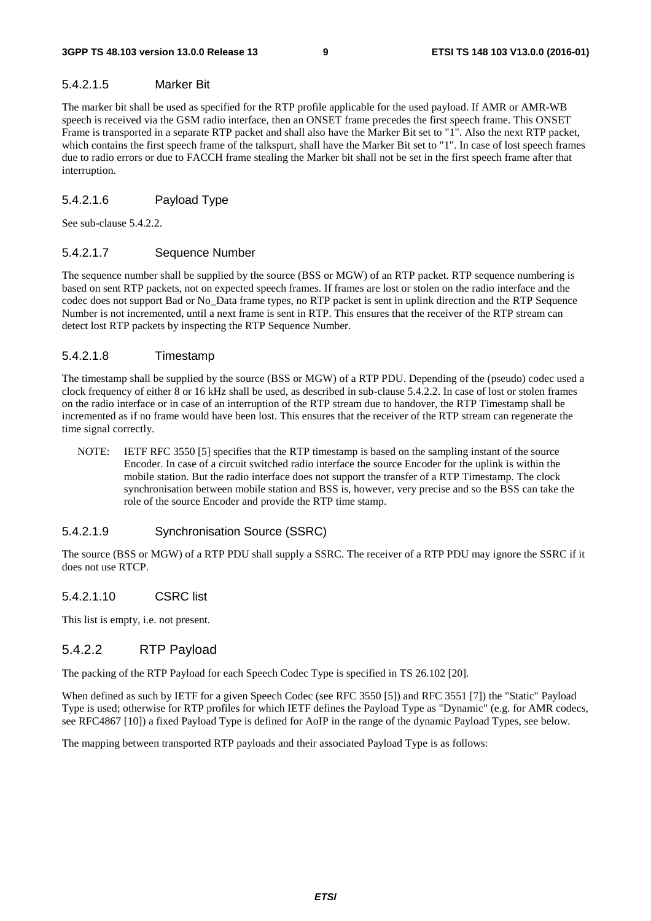#### 5.4.2.1.5 Marker Bit

The marker bit shall be used as specified for the RTP profile applicable for the used payload. If AMR or AMR-WB speech is received via the GSM radio interface, then an ONSET frame precedes the first speech frame. This ONSET Frame is transported in a separate RTP packet and shall also have the Marker Bit set to "1". Also the next RTP packet, which contains the first speech frame of the talkspurt, shall have the Marker Bit set to "1". In case of lost speech frames due to radio errors or due to FACCH frame stealing the Marker bit shall not be set in the first speech frame after that interruption.

#### 5.4.2.1.6 Payload Type

See sub-clause 5.4.2.2.

#### 5.4.2.1.7 Sequence Number

The sequence number shall be supplied by the source (BSS or MGW) of an RTP packet. RTP sequence numbering is based on sent RTP packets, not on expected speech frames. If frames are lost or stolen on the radio interface and the codec does not support Bad or No_Data frame types, no RTP packet is sent in uplink direction and the RTP Sequence Number is not incremented, until a next frame is sent in RTP. This ensures that the receiver of the RTP stream can detect lost RTP packets by inspecting the RTP Sequence Number.

#### 5.4.2.1.8 Timestamp

The timestamp shall be supplied by the source (BSS or MGW) of a RTP PDU. Depending of the (pseudo) codec used a clock frequency of either 8 or 16 kHz shall be used, as described in sub-clause 5.4.2.2. In case of lost or stolen frames on the radio interface or in case of an interruption of the RTP stream due to handover, the RTP Timestamp shall be incremented as if no frame would have been lost. This ensures that the receiver of the RTP stream can regenerate the time signal correctly.

NOTE: IETF RFC 3550 [5] specifies that the RTP timestamp is based on the sampling instant of the source Encoder. In case of a circuit switched radio interface the source Encoder for the uplink is within the mobile station. But the radio interface does not support the transfer of a RTP Timestamp. The clock synchronisation between mobile station and BSS is, however, very precise and so the BSS can take the role of the source Encoder and provide the RTP time stamp.

#### 5.4.2.1.9 Synchronisation Source (SSRC)

The source (BSS or MGW) of a RTP PDU shall supply a SSRC. The receiver of a RTP PDU may ignore the SSRC if it does not use RTCP.

#### 5.4.2.1.10 CSRC list

This list is empty, i.e. not present.

### 5.4.2.2 RTP Payload

The packing of the RTP Payload for each Speech Codec Type is specified in TS 26.102 [20].

When defined as such by IETF for a given Speech Codec (see RFC 3550 [5]) and RFC 3551 [7]) the "Static" Payload Type is used; otherwise for RTP profiles for which IETF defines the Payload Type as "Dynamic" (e.g. for AMR codecs, see RFC4867 [10]) a fixed Payload Type is defined for AoIP in the range of the dynamic Payload Types, see below.

The mapping between transported RTP payloads and their associated Payload Type is as follows: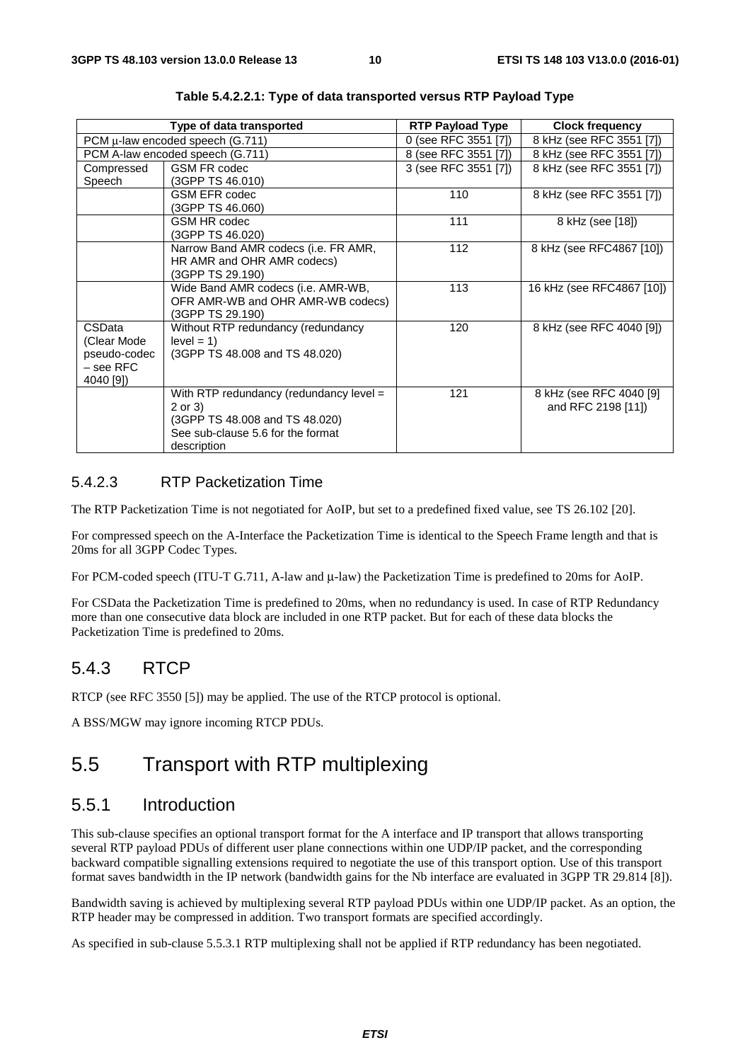**Table 5.4.2.2.1: Type of data transported versus RTP Payload Type**

| Type of data transported | | RTP Payload Type | Clock frequency |
|---|---|---|---|
| PCM µ-law encoded speech (G.711) | | 0 (see RFC 3551 [7]) | 8 kHz (see RFC 3551 [7]) |
| PCM A-law encoded speech (G.711) | | 8 (see RFC 3551 [7]) | 8 kHz (see RFC 3551 [7]) |
| Compressed Speech | GSM FR codec (3GPP TS 46.010) | 3 (see RFC 3551 [7]) | 8 kHz (see RFC 3551 [7]) |
| | GSM EFR codec (3GPP TS 46.060) | 110 | 8 kHz (see RFC 3551 [7]) |
| | GSM HR codec (3GPP TS 46.020) | 111 | 8 kHz (see [18]) |
| | Narrow Band AMR codecs (i.e. FR AMR, HR AMR and OHR AMR codecs) (3GPP TS 29.190) | 112 | 8 kHz (see RFC4867 [10]) |
| | Wide Band AMR codecs (i.e. AMR-WB, OFR AMR-WB and OHR AMR-WB codecs) (3GPP TS 29.190) | 113 | 16 kHz (see RFC4867 [10]) |
| CSData (Clear Mode pseudo-codec – see RFC 4040 [9]) | Without RTP redundancy (redundancy level = 1) (3GPP TS 48.008 and TS 48.020) | 120 | 8 kHz (see RFC 4040 [9]) |
| | With RTP redundancy (redundancy level = 2 or 3) (3GPP TS 48.008 and TS 48.020) See sub-clause 5.6 for the format description | 121 | 8 kHz (see RFC 4040 [9] and RFC 2198 [11]) |

#### 5.4.2.3 RTP Packetization Time

The RTP Packetization Time is not negotiated for AoIP, but set to a predefined fixed value, see TS 26.102 [20].

For compressed speech on the A-Interface the Packetization Time is identical to the Speech Frame length and that is 20ms for all 3GPP Codec Types.

For PCM-coded speech (ITU-T G.711, A-law and µ-law) the Packetization Time is predefined to 20ms for AoIP.

For CSData the Packetization Time is predefined to 20ms, when no redundancy is used. In case of RTP Redundancy more than one consecutive data block are included in one RTP packet. But for each of these data blocks the Packetization Time is predefined to 20ms.

### 5.4.3 RTCP

RTCP (see RFC 3550 [5]) may be applied. The use of the RTCP protocol is optional.

A BSS/MGW may ignore incoming RTCP PDUs.

## 5.5 Transport with RTP multiplexing

### 5.5.1 Introduction

This sub-clause specifies an optional transport format for the A interface and IP transport that allows transporting several RTP payload PDUs of different user plane connections within one UDP/IP packet, and the corresponding backward compatible signalling extensions required to negotiate the use of this transport option. Use of this transport format saves bandwidth in the IP network (bandwidth gains for the Nb interface are evaluated in 3GPP TR 29.814 [8]).

Bandwidth saving is achieved by multiplexing several RTP payload PDUs within one UDP/IP packet. As an option, the RTP header may be compressed in addition. Two transport formats are specified accordingly.

As specified in sub-clause 5.5.3.1 RTP multiplexing shall not be applied if RTP redundancy has been negotiated.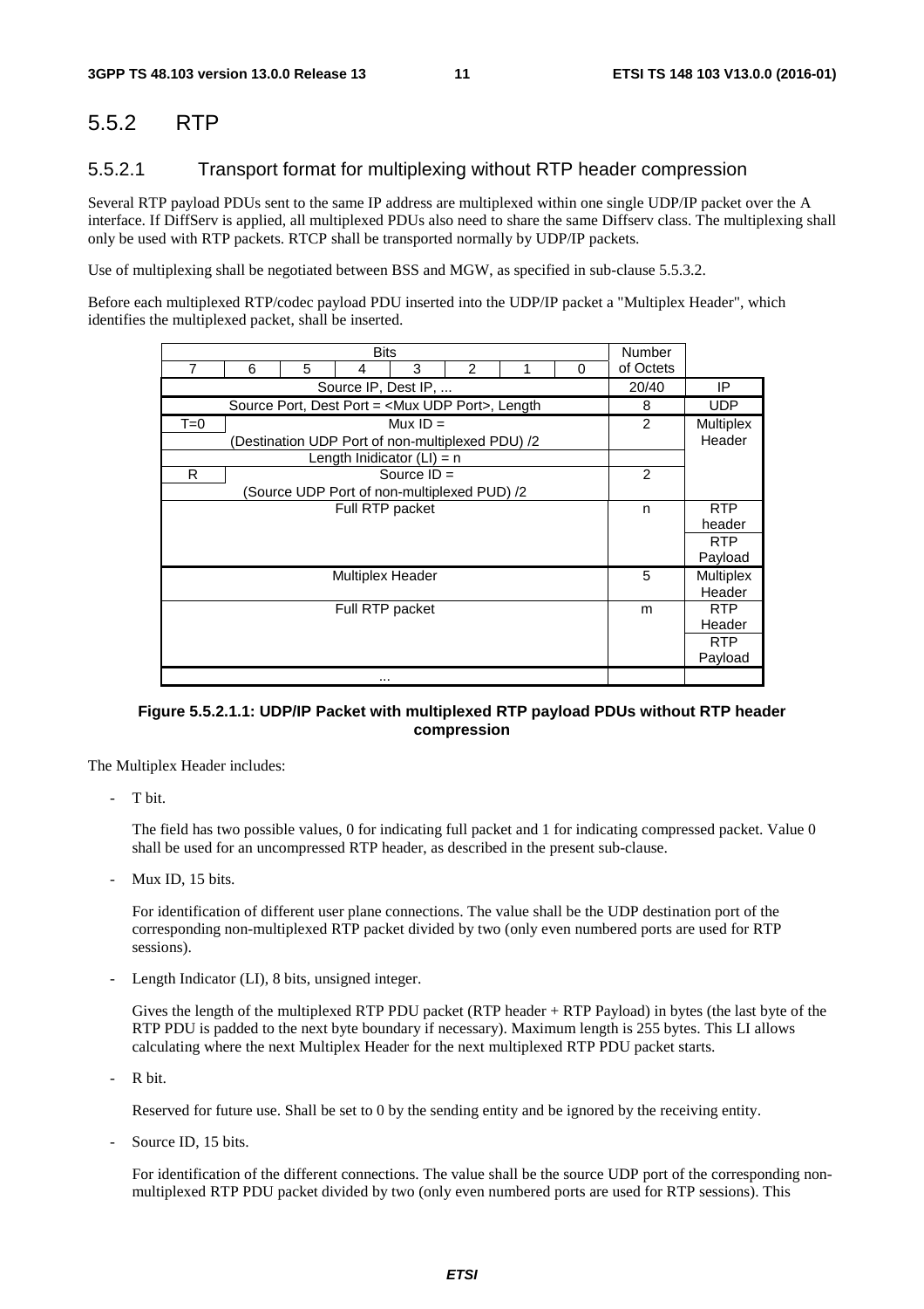### 5.5.2 RTP

#### 5.5.2.1 Transport format for multiplexing without RTP header compression

Several RTP payload PDUs sent to the same IP address are multiplexed within one single UDP/IP packet over the A interface. If DiffServ is applied, all multiplexed PDUs also need to share the same Diffserv class. The multiplexing shall only be used with RTP packets. RTCP shall be transported normally by UDP/IP packets.

Use of multiplexing shall be negotiated between BSS and MGW, as specified in sub-clause 5.5.3.2.

Before each multiplexed RTP/codec payload PDU inserted into the UDP/IP packet a "Multiplex Header", which identifies the multiplexed packet, shall be inserted.

| Bits | | | | | | | | Number of Octets | |
|---|---|---|---|---|---|---|---|---|---|
| 7 | 6 | 5 | 4 | 3 | 2 | 1 | 0 | | |
| Source IP, Dest IP, ... | | | | | | | | 20/40 | IP |
| Source Port, Dest Port = <Mux UDP Port>, Length | | | | | | | | 8 | UDP |
| T=0 | Mux ID = (Destination UDP Port of non-multiplexed PDU) /2 | | | | | | | 2 | Multiplex Header |
| Length Inidicator (LI) = n | | | | | | | | | |
| R | Source ID = (Source UDP Port of non-multiplexed PUD) /2 | | | | | | | 2 | |
| Full RTP packet | | | | | | | | n | RTP header<br>RTP Payload |
| Multiplex Header | | | | | | | | 5 | Multiplex Header |
| Full RTP packet | | | | | | | | m | RTP Header<br>RTP Payload |
| ... | | | | | | | | | |

**Figure 5.5.2.1.1: UDP/IP Packet with multiplexed RTP payload PDUs without RTP header compression**

The Multiplex Header includes:

- T bit.

  The field has two possible values, 0 for indicating full packet and 1 for indicating compressed packet. Value 0 shall be used for an uncompressed RTP header, as described in the present sub-clause.

- Mux ID, 15 bits.

  For identification of different user plane connections. The value shall be the UDP destination port of the corresponding non-multiplexed RTP packet divided by two (only even numbered ports are used for RTP sessions).

- Length Indicator (LI), 8 bits, unsigned integer.

  Gives the length of the multiplexed RTP PDU packet (RTP header + RTP Payload) in bytes (the last byte of the RTP PDU is padded to the next byte boundary if necessary). Maximum length is 255 bytes. This LI allows calculating where the next Multiplex Header for the next multiplexed RTP PDU packet starts.

- R bit.

  Reserved for future use. Shall be set to 0 by the sending entity and be ignored by the receiving entity.

- Source ID, 15 bits.

  For identification of the different connections. The value shall be the source UDP port of the corresponding non-multiplexed RTP PDU packet divided by two (only even numbered ports are used for RTP sessions). This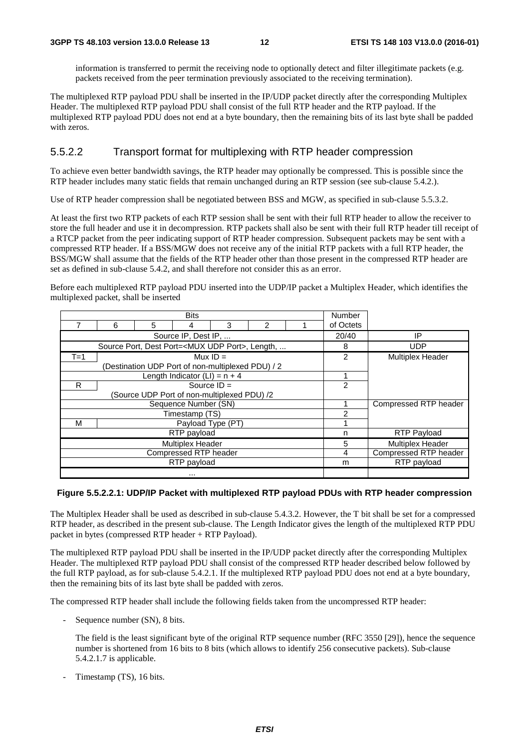information is transferred to permit the receiving node to optionally detect and filter illegitimate packets (e.g. packets received from the peer termination previously associated to the receiving termination).

The multiplexed RTP payload PDU shall be inserted in the IP/UDP packet directly after the corresponding Multiplex Header. The multiplexed RTP payload PDU shall consist of the full RTP header and the RTP payload. If the multiplexed RTP payload PDU does not end at a byte boundary, then the remaining bits of its last byte shall be padded with zeros.

### 5.5.2.2 Transport format for multiplexing with RTP header compression

To achieve even better bandwidth savings, the RTP header may optionally be compressed. This is possible since the RTP header includes many static fields that remain unchanged during an RTP session (see sub-clause 5.4.2.).

Use of RTP header compression shall be negotiated between BSS and MGW, as specified in sub-clause 5.5.3.2.

At least the first two RTP packets of each RTP session shall be sent with their full RTP header to allow the receiver to store the full header and use it in decompression. RTP packets shall also be sent with their full RTP header till receipt of a RTCP packet from the peer indicating support of RTP header compression. Subsequent packets may be sent with a compressed RTP header. If a BSS/MGW does not receive any of the initial RTP packets with a full RTP header, the BSS/MGW shall assume that the fields of the RTP header other than those present in the compressed RTP header are set as defined in sub-clause 5.4.2, and shall therefore not consider this as an error.

Before each multiplexed RTP payload PDU inserted into the UDP/IP packet a Multiplex Header, which identifies the multiplexed packet, shall be inserted

| Bits | | | | | | | Number of Octets | |
|---|---|---|---|---|---|---|---|---|
| 7 | 6 | 5 | 4 | 3 | 2 | 1 | | |
| Source IP, Dest IP, ... | | | | | | | 20/40 | IP |
| Source Port, Dest Port=<MUX UDP Port>, Length, ... | | | | | | | 8 | UDP |
| T=1 | Mux ID = (Destination UDP Port of non-multiplexed PDU) / 2 | | | | | | 2 | Multiplex Header |
| Length Indicator (LI) = n + 4 | | | | | | | 1 | |
| R | Source ID = (Source UDP Port of non-multiplexed PDU) /2 | | | | | | 2 | |
| Sequence Number (SN) | | | | | | | 1 | Compressed RTP header |
| Timestamp (TS) | | | | | | | 2 | |
| M | Payload Type (PT) | | | | | | 1 | |
| RTP payload | | | | | | | n | RTP Payload |
| Multiplex Header | | | | | | | 5 | Multiplex Header |
| Compressed RTP header | | | | | | | 4 | Compressed RTP header |
| RTP payload | | | | | | | m | RTP payload |
| ... | | | | | | | | |

**Figure 5.5.2.2.1: UDP/IP Packet with multiplexed RTP payload PDUs with RTP header compression**

The Multiplex Header shall be used as described in sub-clause 5.4.3.2. However, the T bit shall be set for a compressed RTP header, as described in the present sub-clause. The Length Indicator gives the length of the multiplexed RTP PDU packet in bytes (compressed RTP header + RTP Payload).

The multiplexed RTP payload PDU shall be inserted in the IP/UDP packet directly after the corresponding Multiplex Header. The multiplexed RTP payload PDU shall consist of the compressed RTP header described below followed by the full RTP payload, as for sub-clause 5.4.2.1. If the multiplexed RTP payload PDU does not end at a byte boundary, then the remaining bits of its last byte shall be padded with zeros.

The compressed RTP header shall include the following fields taken from the uncompressed RTP header:

- Sequence number (SN), 8 bits.

  The field is the least significant byte of the original RTP sequence number (RFC 3550 [29]), hence the sequence number is shortened from 16 bits to 8 bits (which allows to identify 256 consecutive packets). Sub-clause 5.4.2.1.7 is applicable.

- Timestamp (TS), 16 bits.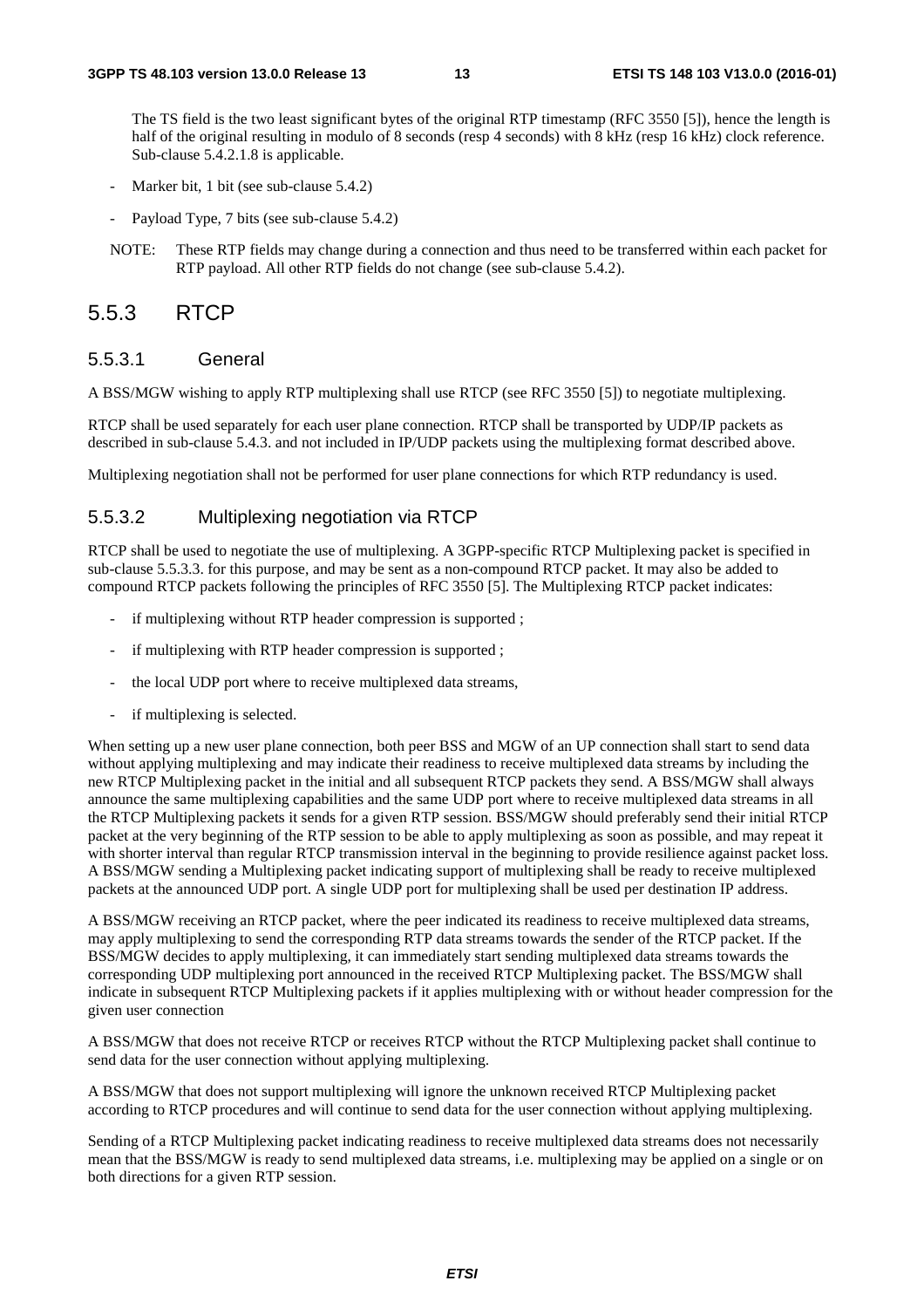The TS field is the two least significant bytes of the original RTP timestamp (RFC 3550 [5]), hence the length is half of the original resulting in modulo of 8 seconds (resp 4 seconds) with 8 kHz (resp 16 kHz) clock reference. Sub-clause 5.4.2.1.8 is applicable.

- Marker bit, 1 bit (see sub-clause 5.4.2)
- Payload Type, 7 bits (see sub-clause 5.4.2)

NOTE: These RTP fields may change during a connection and thus need to be transferred within each packet for RTP payload. All other RTP fields do not change (see sub-clause 5.4.2).

## 5.5.3 RTCP

### 5.5.3.1 General

A BSS/MGW wishing to apply RTP multiplexing shall use RTCP (see RFC 3550 [5]) to negotiate multiplexing.

RTCP shall be used separately for each user plane connection. RTCP shall be transported by UDP/IP packets as described in sub-clause 5.4.3. and not included in IP/UDP packets using the multiplexing format described above.

Multiplexing negotiation shall not be performed for user plane connections for which RTP redundancy is used.

### 5.5.3.2 Multiplexing negotiation via RTCP

RTCP shall be used to negotiate the use of multiplexing. A 3GPP-specific RTCP Multiplexing packet is specified in sub-clause 5.5.3.3. for this purpose, and may be sent as a non-compound RTCP packet. It may also be added to compound RTCP packets following the principles of RFC 3550 [5]. The Multiplexing RTCP packet indicates:

- if multiplexing without RTP header compression is supported ;
- if multiplexing with RTP header compression is supported ;
- the local UDP port where to receive multiplexed data streams,
- if multiplexing is selected.

When setting up a new user plane connection, both peer BSS and MGW of an UP connection shall start to send data without applying multiplexing and may indicate their readiness to receive multiplexed data streams by including the new RTCP Multiplexing packet in the initial and all subsequent RTCP packets they send. A BSS/MGW shall always announce the same multiplexing capabilities and the same UDP port where to receive multiplexed data streams in all the RTCP Multiplexing packets it sends for a given RTP session. BSS/MGW should preferably send their initial RTCP packet at the very beginning of the RTP session to be able to apply multiplexing as soon as possible, and may repeat it with shorter interval than regular RTCP transmission interval in the beginning to provide resilience against packet loss. A BSS/MGW sending a Multiplexing packet indicating support of multiplexing shall be ready to receive multiplexed packets at the announced UDP port. A single UDP port for multiplexing shall be used per destination IP address.

A BSS/MGW receiving an RTCP packet, where the peer indicated its readiness to receive multiplexed data streams, may apply multiplexing to send the corresponding RTP data streams towards the sender of the RTCP packet. If the BSS/MGW decides to apply multiplexing, it can immediately start sending multiplexed data streams towards the corresponding UDP multiplexing port announced in the received RTCP Multiplexing packet. The BSS/MGW shall indicate in subsequent RTCP Multiplexing packets if it applies multiplexing with or without header compression for the given user connection

A BSS/MGW that does not receive RTCP or receives RTCP without the RTCP Multiplexing packet shall continue to send data for the user connection without applying multiplexing.

A BSS/MGW that does not support multiplexing will ignore the unknown received RTCP Multiplexing packet according to RTCP procedures and will continue to send data for the user connection without applying multiplexing.

Sending of a RTCP Multiplexing packet indicating readiness to receive multiplexed data streams does not necessarily mean that the BSS/MGW is ready to send multiplexed data streams, i.e. multiplexing may be applied on a single or on both directions for a given RTP session.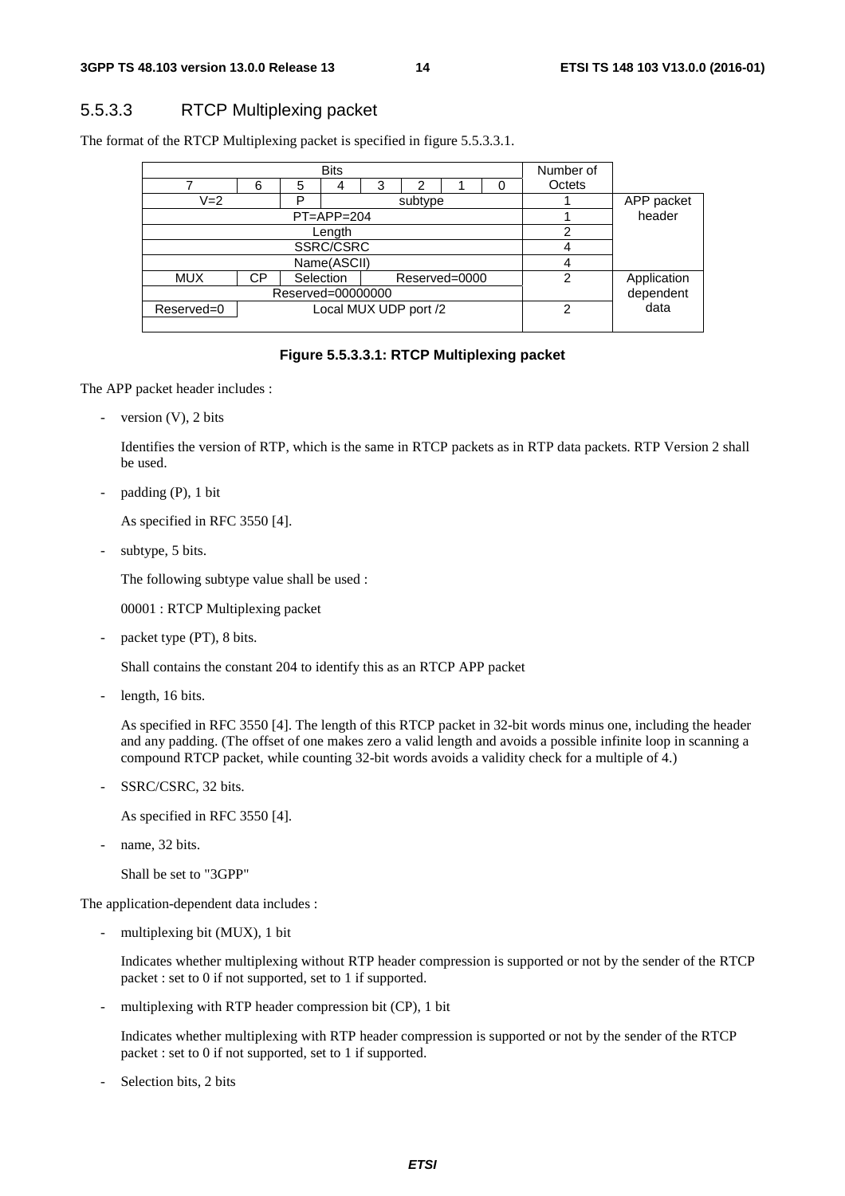### 5.5.3.3 RTCP Multiplexing packet

The format of the RTCP Multiplexing packet is specified in figure 5.5.3.3.1.

| Bits | | | | | | | | Number of Octets | |
|---|---|---|---|---|---|---|---|---|---|
| 7 | 6 | 5 | 4 | 3 | 2 | 1 | 0 | | |
| V=2 | | P | subtype | | | | | 1 | APP packet header |
| PT=APP=204 | | | | | | | | 1 | |
| Length | | | | | | | | 2 | |
| SSRC/CSRC | | | | | | | | 4 | |
| Name(ASCII) | | | | | | | | 4 | |
| MUX | CP | Selection | | Reserved=0000 | | | | 2 | Application dependent data |
| Reserved=00000000 | | | | | | | | | |
| Reserved=0 | Local MUX UDP port /2 | | | | | | | 2 | |

**Figure 5.5.3.3.1: RTCP Multiplexing packet**

The APP packet header includes :

- version (V), 2 bits

  Identifies the version of RTP, which is the same in RTCP packets as in RTP data packets. RTP Version 2 shall be used.

- padding (P), 1 bit

  As specified in RFC 3550 [4].

- subtype, 5 bits.

  The following subtype value shall be used :

  00001 : RTCP Multiplexing packet

- packet type (PT), 8 bits.

  Shall contains the constant 204 to identify this as an RTCP APP packet

- length, 16 bits.

  As specified in RFC 3550 [4]. The length of this RTCP packet in 32-bit words minus one, including the header and any padding. (The offset of one makes zero a valid length and avoids a possible infinite loop in scanning a compound RTCP packet, while counting 32-bit words avoids a validity check for a multiple of 4.)

- SSRC/CSRC, 32 bits.

  As specified in RFC 3550 [4].

- name, 32 bits.

  Shall be set to "3GPP"

The application-dependent data includes :

- multiplexing bit (MUX), 1 bit

  Indicates whether multiplexing without RTP header compression is supported or not by the sender of the RTCP packet : set to 0 if not supported, set to 1 if supported.

- multiplexing with RTP header compression bit (CP), 1 bit

  Indicates whether multiplexing with RTP header compression is supported or not by the sender of the RTCP packet : set to 0 if not supported, set to 1 if supported.

- Selection bits, 2 bits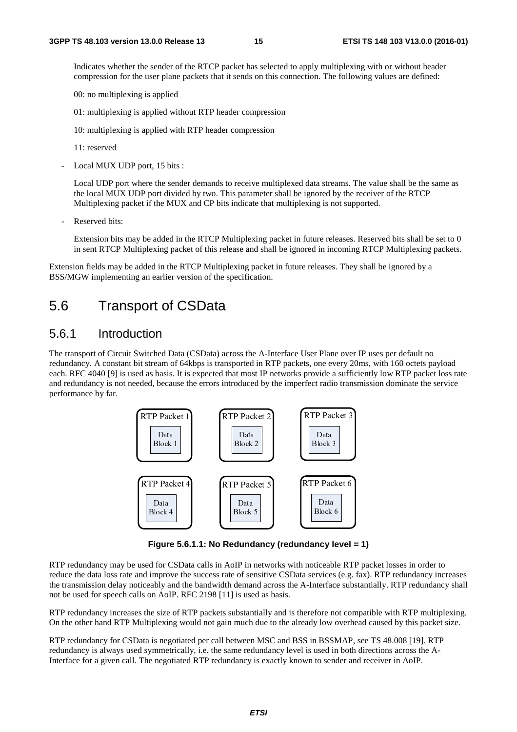Indicates whether the sender of the RTCP packet has selected to apply multiplexing with or without header compression for the user plane packets that it sends on this connection. The following values are defined:

00: no multiplexing is applied

01: multiplexing is applied without RTP header compression

10: multiplexing is applied with RTP header compression

11: reserved

- Local MUX UDP port, 15 bits :

  Local UDP port where the sender demands to receive multiplexed data streams. The value shall be the same as the local MUX UDP port divided by two. This parameter shall be ignored by the receiver of the RTCP Multiplexing packet if the MUX and CP bits indicate that multiplexing is not supported.

- Reserved bits:

  Extension bits may be added in the RTCP Multiplexing packet in future releases. Reserved bits shall be set to 0 in sent RTCP Multiplexing packet of this release and shall be ignored in incoming RTCP Multiplexing packets.

Extension fields may be added in the RTCP Multiplexing packet in future releases. They shall be ignored by a BSS/MGW implementing an earlier version of the specification.

## 5.6 Transport of CSData

### 5.6.1 Introduction

The transport of Circuit Switched Data (CSData) across the A-Interface User Plane over IP uses per default no redundancy. A constant bit stream of 64kbps is transported in RTP packets, one every 20ms, with 160 octets payload each. RFC 4040 [9] is used as basis. It is expected that most IP networks provide a sufficiently low RTP packet loss rate and redundancy is not needed, because the errors introduced by the imperfect radio transmission dominate the service performance by far.

RTP Packet 1 — Data Block 1; RTP Packet 2 — Data Block 2; RTP Packet 3 — Data Block 3; RTP Packet 4 — Data Block 4; RTP Packet 5 — Data Block 5; RTP Packet 6 — Data Block 6

**Figure 5.6.1.1: No Redundancy (redundancy level = 1)**

RTP redundancy may be used for CSData calls in AoIP in networks with noticeable RTP packet losses in order to reduce the data loss rate and improve the success rate of sensitive CSData services (e.g. fax). RTP redundancy increases the transmission delay noticeably and the bandwidth demand across the A-Interface substantially. RTP redundancy shall not be used for speech calls on AoIP. RFC 2198 [11] is used as basis.

RTP redundancy increases the size of RTP packets substantially and is therefore not compatible with RTP multiplexing. On the other hand RTP Multiplexing would not gain much due to the already low overhead caused by this packet size.

RTP redundancy for CSData is negotiated per call between MSC and BSS in BSSMAP, see TS 48.008 [19]. RTP redundancy is always used symmetrically, i.e. the same redundancy level is used in both directions across the A-Interface for a given call. The negotiated RTP redundancy is exactly known to sender and receiver in AoIP.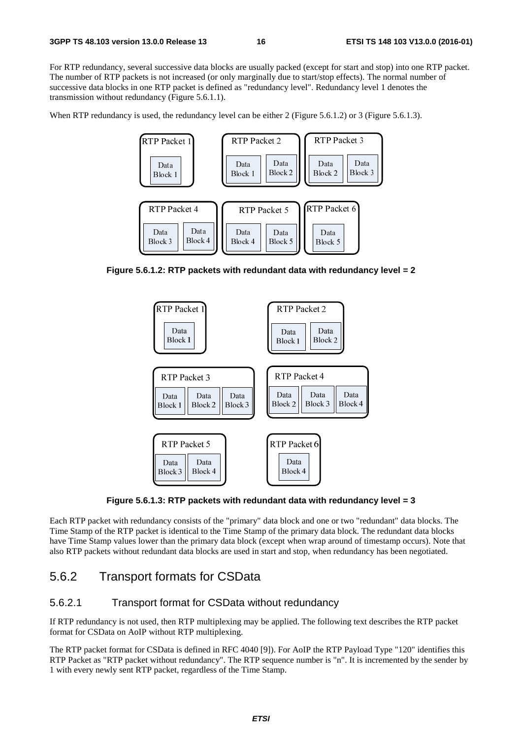For RTP redundancy, several successive data blocks are usually packed (except for start and stop) into one RTP packet. The number of RTP packets is not increased (or only marginally due to start/stop effects). The normal number of successive data blocks in one RTP packet is defined as "redundancy level". Redundancy level 1 denotes the transmission without redundancy (Figure 5.6.1.1).

When RTP redundancy is used, the redundancy level can be either 2 (Figure 5.6.1.2) or 3 (Figure 5.6.1.3).

**Figure 5.6.1.2: RTP packets with redundant data with redundancy level = 2**

**Figure 5.6.1.3: RTP packets with redundant data with redundancy level = 3**

Each RTP packet with redundancy consists of the "primary" data block and one or two "redundant" data blocks. The Time Stamp of the RTP packet is identical to the Time Stamp of the primary data block. The redundant data blocks have Time Stamp values lower than the primary data block (except when wrap around of timestamp occurs). Note that also RTP packets without redundant data blocks are used in start and stop, when redundancy has been negotiated.

## 5.6.2 Transport formats for CSData

### 5.6.2.1 Transport format for CSData without redundancy

If RTP redundancy is not used, then RTP multiplexing may be applied. The following text describes the RTP packet format for CSData on AoIP without RTP multiplexing.

The RTP packet format for CSData is defined in RFC 4040 [9]). For AoIP the RTP Payload Type "120" identifies this RTP Packet as "RTP packet without redundancy". The RTP sequence number is "n". It is incremented by the sender by 1 with every newly sent RTP packet, regardless of the Time Stamp.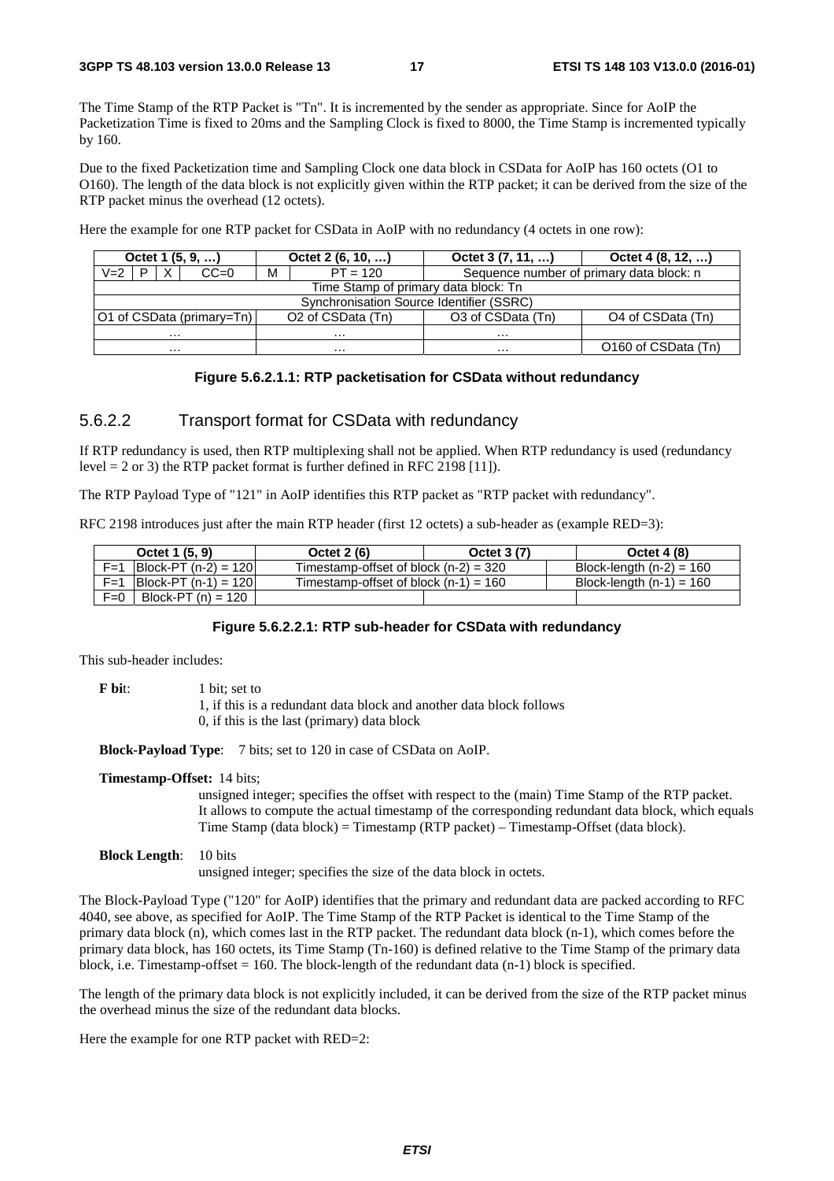The Time Stamp of the RTP Packet is "Tn". It is incremented by the sender as appropriate. Since for AoIP the Packetization Time is fixed to 20ms and the Sampling Clock is fixed to 8000, the Time Stamp is incremented typically by 160.

Due to the fixed Packetization time and Sampling Clock one data block in CSData for AoIP has 160 octets (O1 to O160). The length of the data block is not explicitly given within the RTP packet; it can be derived from the size of the RTP packet minus the overhead (12 octets).

Here the example for one RTP packet for CSData in AoIP with no redundancy (4 octets in one row):

| Octet 1 (5, 9, …) | | | | Octet 2 (6, 10, …) | | Octet 3 (7, 11, …) | Octet 4 (8, 12, …) |
|---|---|---|---|---|---|---|---|
| V=2 | P | X | CC=0 | M | PT = 120 | Sequence number of primary data block: n | |
| Time Stamp of primary data block: Tn | | | | | | | |
| Synchronisation Source Identifier (SSRC) | | | | | | | |
| O1 of CSData (primary=Tn) | | | | O2 of CSData (Tn) | | O3 of CSData (Tn) | O4 of CSData (Tn) |
| … | | | | … | | … | |
| … | | | | … | | … | O160 of CSData (Tn) |

**Figure 5.6.2.1.1: RTP packetisation for CSData without redundancy**

### 5.6.2.2 Transport format for CSData with redundancy

If RTP redundancy is used, then RTP multiplexing shall not be applied. When RTP redundancy is used (redundancy level = 2 or 3) the RTP packet format is further defined in RFC 2198 [11]).

The RTP Payload Type of "121" in AoIP identifies this RTP packet as "RTP packet with redundancy".

RFC 2198 introduces just after the main RTP header (first 12 octets) a sub-header as (example RED=3):

| Octet 1 (5, 9) | | Octet 2 (6) | Octet 3 (7) | Octet 4 (8) |
|---|---|---|---|---|
| F=1 | Block-PT (n-2) = 120 | Timestamp-offset of block (n-2) = 320 | | Block-length (n-2) = 160 |
| F=1 | Block-PT (n-1) = 120 | Timestamp-offset of block (n-1) = 160 | | Block-length (n-1) = 160 |
| F=0 | Block-PT (n) = 120 | | | |

**Figure 5.6.2.2.1: RTP sub-header for CSData with redundancy**

This sub-header includes:

**F bit**: 1 bit; set to
1, if this is a redundant data block and another data block follows
0, if this is the last (primary) data block

**Block-Payload Type**: 7 bits; set to 120 in case of CSData on AoIP.

**Timestamp-Offset:** 14 bits;
unsigned integer; specifies the offset with respect to the (main) Time Stamp of the RTP packet. It allows to compute the actual timestamp of the corresponding redundant data block, which equals Time Stamp (data block) = Timestamp (RTP packet) – Timestamp-Offset (data block).

**Block Length**: 10 bits
unsigned integer; specifies the size of the data block in octets.

The Block-Payload Type ("120" for AoIP) identifies that the primary and redundant data are packed according to RFC 4040, see above, as specified for AoIP. The Time Stamp of the RTP Packet is identical to the Time Stamp of the primary data block (n), which comes last in the RTP packet. The redundant data block (n-1), which comes before the primary data block, has 160 octets, its Time Stamp (Tn-160) is defined relative to the Time Stamp of the primary data block, i.e. Timestamp-offset = 160. The block-length of the redundant data (n-1) block is specified.

The length of the primary data block is not explicitly included, it can be derived from the size of the RTP packet minus the overhead minus the size of the redundant data blocks.

Here the example for one RTP packet with RED=2: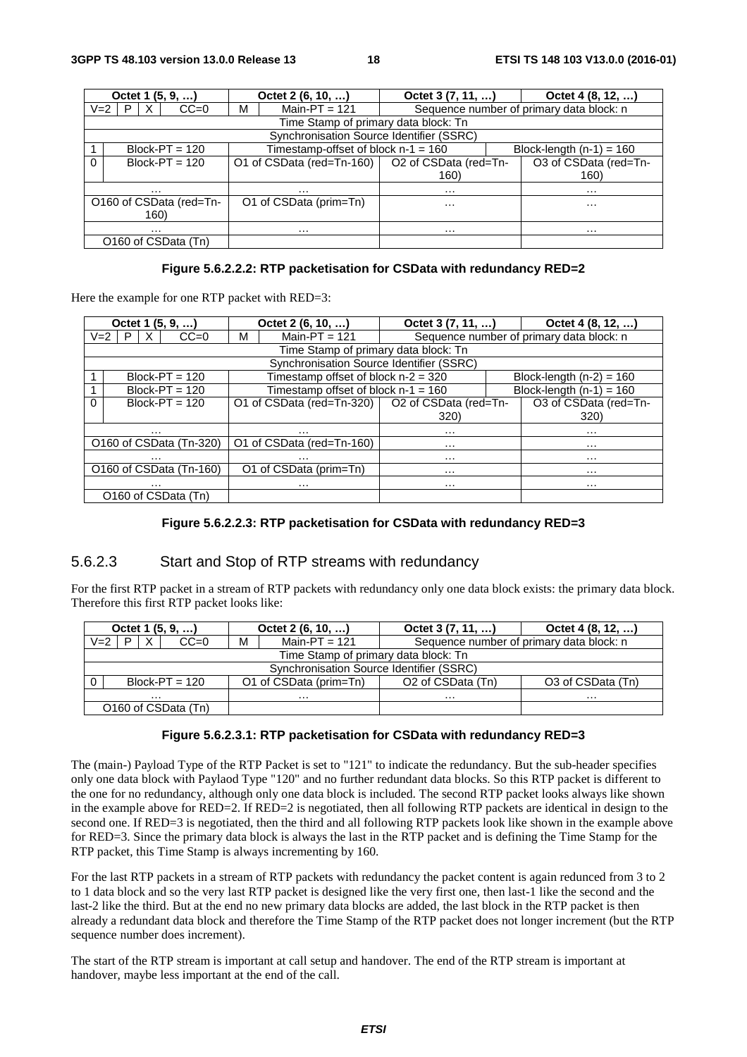| Octet 1 (5, 9, …) | | | | Octet 2 (6, 10, …) | | Octet 3 (7, 11, …) | Octet 4 (8, 12, …) |
|---|---|---|---|---|---|---|---|
| V=2 | P | X | CC=0 | M | Main-PT = 121 | Sequence number of primary data block: n | |
| Time Stamp of primary data block: Tn | | | | | | | |
| Synchronisation Source Identifier (SSRC) | | | | | | | |
| 1 | Block-PT = 120 | | | Timestamp-offset of block n-1 = 160 | | | Block-length (n-1) = 160 |
| 0 | Block-PT = 120 | | | O1 of CSData (red=Tn-160) | | O2 of CSData (red=Tn-160) | O3 of CSData (red=Tn-160) |
| … | | | | … | | … | … |
| O160 of CSData (red=Tn-160) | | | | O1 of CSData (prim=Tn) | | … | … |
| … | | | | … | | … | … |
| O160 of CSData (Tn) | | | | | | | |

**Figure 5.6.2.2.2: RTP packetisation for CSData with redundancy RED=2**

Here the example for one RTP packet with RED=3:

| Octet 1 (5, 9, …) | | | | Octet 2 (6, 10, …) | | Octet 3 (7, 11, …) | Octet 4 (8, 12, …) |
|---|---|---|---|---|---|---|---|
| V=2 | P | X | CC=0 | M | Main-PT = 121 | Sequence number of primary data block: n | |
| Time Stamp of primary data block: Tn | | | | | | | |
| Synchronisation Source Identifier (SSRC) | | | | | | | |
| 1 | Block-PT = 120 | | | Timestamp offset of block n-2 = 320 | | | Block-length (n-2) = 160 |
| 1 | Block-PT = 120 | | | Timestamp offset of block n-1 = 160 | | | Block-length (n-1) = 160 |
| 0 | Block-PT = 120 | | | O1 of CSData (red=Tn-320) | | O2 of CSData (red=Tn-320) | O3 of CSData (red=Tn-320) |
| … | | | | … | | … | … |
| O160 of CSData (Tn-320) | | | | O1 of CSData (red=Tn-160) | | … | … |
| … | | | | … | | … | … |
| O160 of CSData (Tn-160) | | | | O1 of CSData (prim=Tn) | | … | … |
| … | | | | … | | … | … |
| O160 of CSData (Tn) | | | | | | | |

**Figure 5.6.2.2.3: RTP packetisation for CSData with redundancy RED=3**

### 5.6.2.3 Start and Stop of RTP streams with redundancy

For the first RTP packet in a stream of RTP packets with redundancy only one data block exists: the primary data block. Therefore this first RTP packet looks like:

| Octet 1 (5, 9, …) | | | | Octet 2 (6, 10, …) | | Octet 3 (7, 11, …) | Octet 4 (8, 12, …) |
|---|---|---|---|---|---|---|---|
| V=2 | P | X | CC=0 | M | Main-PT = 121 | Sequence number of primary data block: n | |
| Time Stamp of primary data block: Tn | | | | | | | |
| Synchronisation Source Identifier (SSRC) | | | | | | | |
| 0 | Block-PT = 120 | | | O1 of CSData (prim=Tn) | | O2 of CSData (Tn) | O3 of CSData (Tn) |
| … | | | | … | | … | … |
| O160 of CSData (Tn) | | | | | | | |

**Figure 5.6.2.3.1: RTP packetisation for CSData with redundancy RED=3**

The (main-) Payload Type of the RTP Packet is set to "121" to indicate the redundancy. But the sub-header specifies only one data block with Paylaod Type "120" and no further redundant data blocks. So this RTP packet is different to the one for no redundancy, although only one data block is included. The second RTP packet looks always like shown in the example above for RED=2. If RED=2 is negotiated, then all following RTP packets are identical in design to the second one. If RED=3 is negotiated, then the third and all following RTP packets look like shown in the example above for RED=3. Since the primary data block is always the last in the RTP packet and is defining the Time Stamp for the RTP packet, this Time Stamp is always incrementing by 160.

For the last RTP packets in a stream of RTP packets with redundancy the packet content is again redunced from 3 to 2 to 1 data block and so the very last RTP packet is designed like the very first one, then last-1 like the second and the last-2 like the third. But at the end no new primary data blocks are added, the last block in the RTP packet is then already a redundant data block and therefore the Time Stamp of the RTP packet does not longer increment (but the RTP sequence number does increment).

The start of the RTP stream is important at call setup and handover. The end of the RTP stream is important at handover, maybe less important at the end of the call.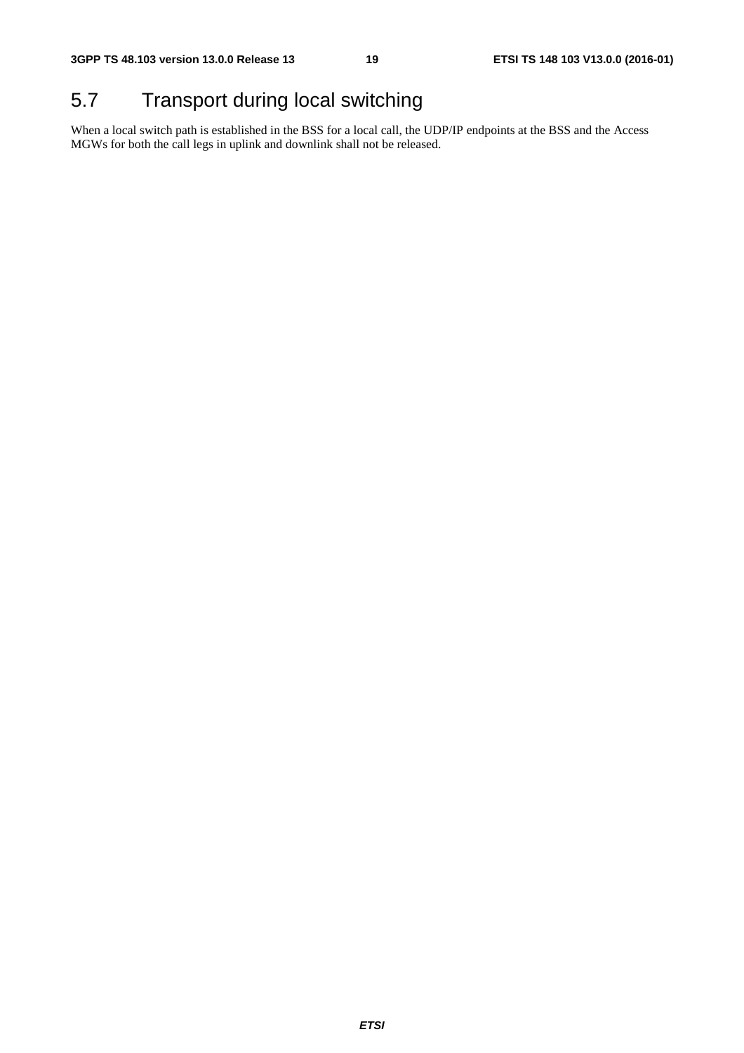## 5.7 Transport during local switching

When a local switch path is established in the BSS for a local call, the UDP/IP endpoints at the BSS and the Access MGWs for both the call legs in uplink and downlink shall not be released.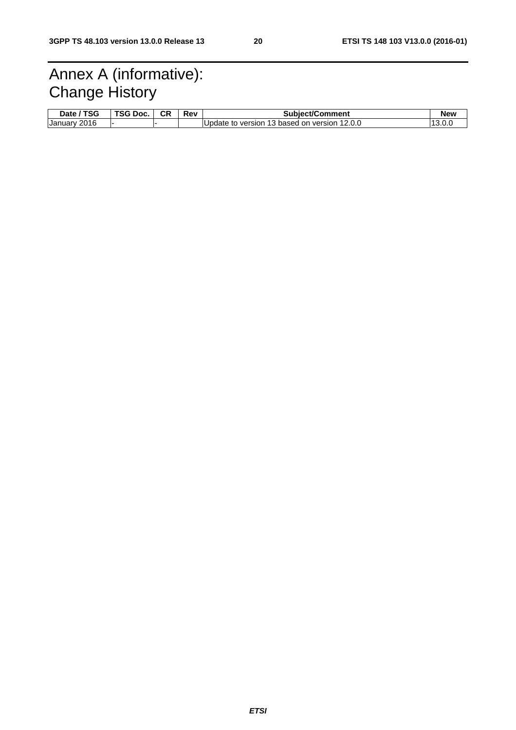# Annex A (informative): Change History

| Date / TSG | TSG Doc. | CR | Rev | Subject/Comment | New |
|---|---|---|---|---|---|
| January 2016 | - | - | | Update to version 13 based on version 12.0.0 | 13.0.0 |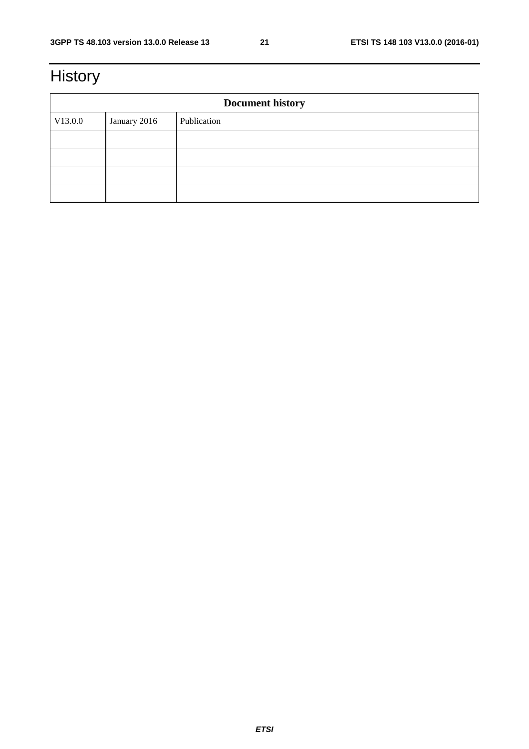# History

| Document history | | |
|---|---|---|
| V13.0.0 | January 2016 | Publication |
| | | |
| | | |
| | | |
| | | |